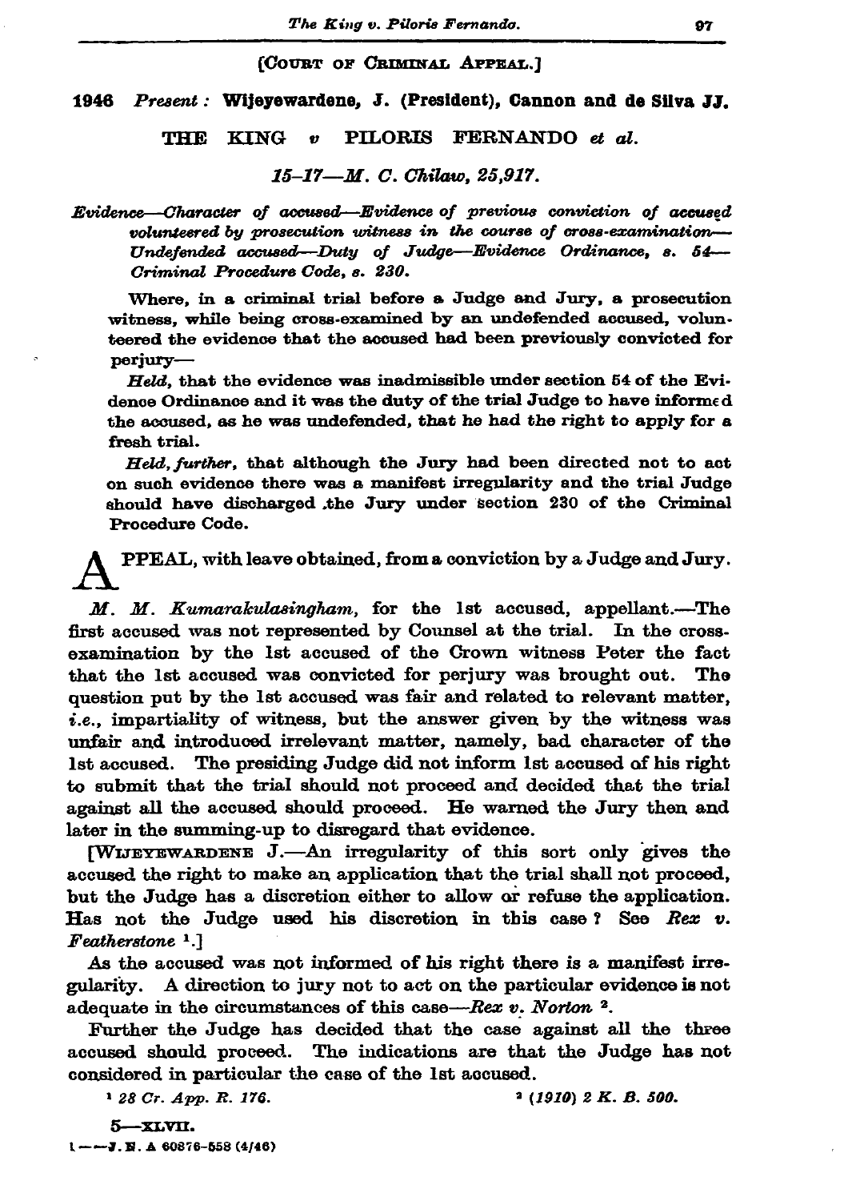[COURT OF CRIMINAL APPEAL.]

**1946** *Present:* **Wijeyewardene, J. (President), Cannon and de Silva JJ.**

THE KING *v* PILORIS FERNANDO *et al.*

*15-17—M. C. Chilaw, 25,917.*

*Evidence—Character of accused—Evidence of previous conviction of accused volunteered by prosecution witness in the course of cross-examination—Undefended accused—Duty of Judge—Evidence Ordinance, s. 54—Criminal Procedure Code, s. 230.*

Where, in a criminal trial before a Judge and Jury, a prosecution witness, while being cross-examined by an undefended accused, volunteered the evidence that the accused had been previously convicted for perjury—

*Held,* that the evidence was inadmissible under section 54 of the Evidence Ordinance and it was the duty of the trial Judge to have informed the accused, as he was undefended, that he had the right to apply for a fresh trial.

*Held, further,* that although the Jury had been directed not to act on such evidence there was a manifest irregularity and the trial Judge should have discharged the Jury under section 230 of the Criminal Procedure Code.

APPEAL, with leave obtained, from a conviction by a Judge and Jury.

*M. M. Kumarakulasingham,* for the 1st accused, appellant.—The first accused was not represented by Counsel at the trial. In the cross-examination by the 1st accused of the Crown witness Peter the fact that the 1st accused was convicted for perjury was brought out. The question put by the 1st accused was fair and related to relevant matter, *i.e.,* impartiality of witness, but the answer given by the witness was unfair and introduced irrelevant matter, namely, bad character of the 1st accused. The presiding Judge did not inform 1st accused of his right to submit that the trial should not proceed and decided that the trial against all the accused should proceed. He warned the Jury then and later in the summing-up to disregard that evidence.

[WIJEYEWARDENE J.—An irregularity of this sort only gives the accused the right to make an application that the trial shall not proceed, but the Judge has a discretion either to allow or refuse the application. Has not the Judge used his discretion in this case? See *Rex v. Featherstone* [1].]

As the accused was not informed of his right there is a manifest irregularity. A direction to jury not to act on the particular evidence is not adequate in the circumstances of this case—*Rex v. Norton* [2].

Further the Judge has decided that the case against all the three accused should proceed. The indications are that the Judge has not considered in particular the case of the 1st accused.

[1] 28 Cr. App. R. 176.

[2] (1910) 2 K. B. 500.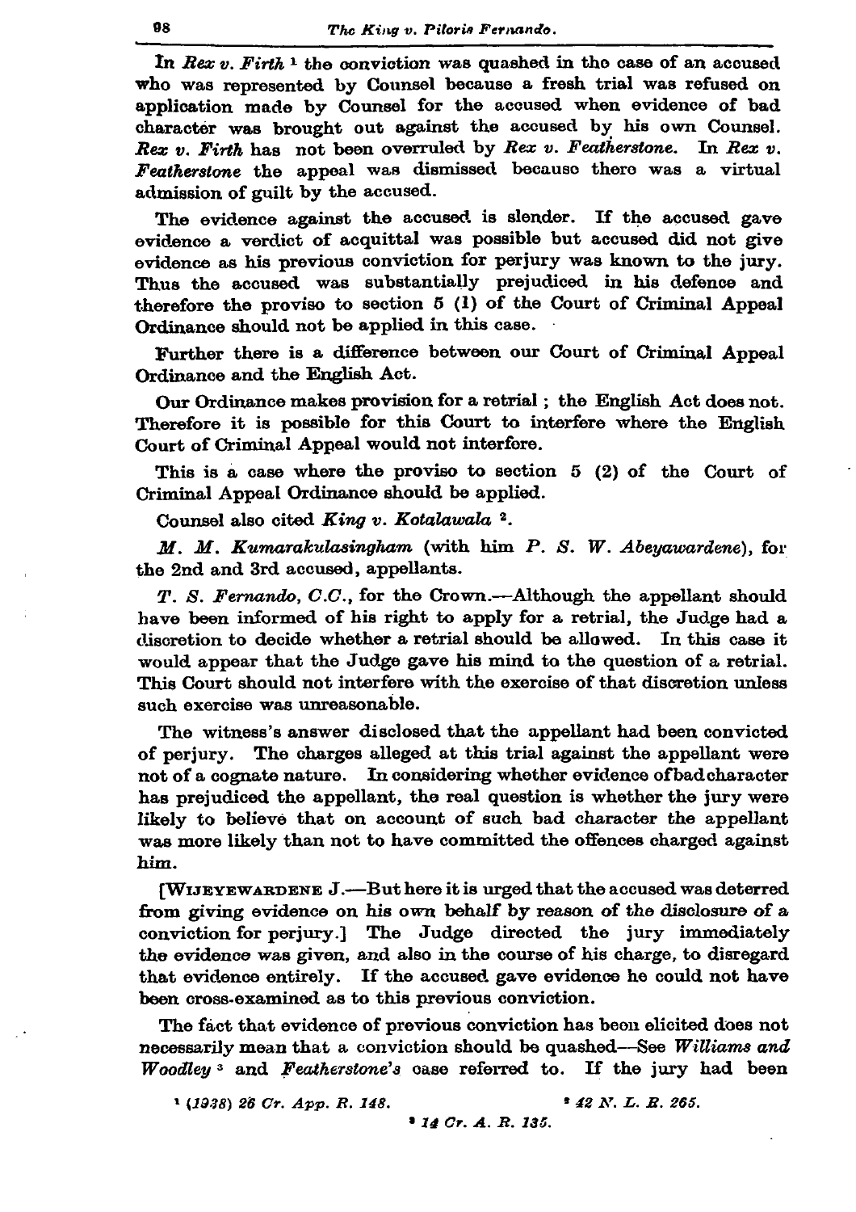In *Rex v. Firth* [1] the conviction was quashed in the case of an accused who was represented by Counsel because a fresh trial was refused on application made by Counsel for the accused when evidence of bad character was brought out against the accused by his own Counsel. *Rex v. Firth* has not been overruled by *Rex v. Featherstone*. In *Rex v. Featherstone* the appeal was dismissed because there was a virtual admission of guilt by the accused.

The evidence against the accused is slender. If the accused gave evidence a verdict of acquittal was possible but accused did not give evidence as his previous conviction for perjury was known to the jury. Thus the accused was substantially prejudiced in his defence and therefore the proviso to section 5 (1) of the Court of Criminal Appeal Ordinance should not be applied in this case.

Further there is a difference between our Court of Criminal Appeal Ordinance and the English Act.

Our Ordinance makes provision for a retrial ; the English Act does not. Therefore it is possible for this Court to interfere where the English Court of Criminal Appeal would not interfere.

This is a case where the proviso to section 5 (2) of the Court of Criminal Appeal Ordinance should be applied.

Counsel also cited *King v. Kotalawala* [2].

*M. M. Kumarakulasingham* (with him *P. S. W. Abeyawardene*), for the 2nd and 3rd accused, appellants.

*T. S. Fernando, C.C.*, for the Crown.—Although the appellant should have been informed of his right to apply for a retrial, the Judge had a discretion to decide whether a retrial should be allowed. In this case it would appear that the Judge gave his mind to the question of a retrial. This Court should not interfere with the exercise of that discretion unless such exercise was unreasonable.

The witness's answer disclosed that the appellant had been convicted of perjury. The charges alleged at this trial against the appellant were not of a cognate nature. In considering whether evidence of bad character has prejudiced the appellant, the real question is whether the jury were likely to believe that on account of such bad character the appellant was more likely than not to have committed the offences charged against him.

[WIJEYEWARDENE J.—But here it is urged that the accused was deterred from giving evidence on his own behalf by reason of the disclosure of a conviction for perjury.] The Judge directed the jury immediately the evidence was given, and also in the course of his charge, to disregard that evidence entirely. If the accused gave evidence he could not have been cross-examined as to this previous conviction.

The fact that evidence of previous conviction has been elicited does not necessarily mean that a conviction should be quashed—See *Williams and Woodley* [3] and *Featherstone's* case referred to. If the jury had been

[1] *(1938) 26 Cr. App. R. 148.*

[2] *42 N. L. R. 265.*

[3] *14 Cr. A. R. 135.*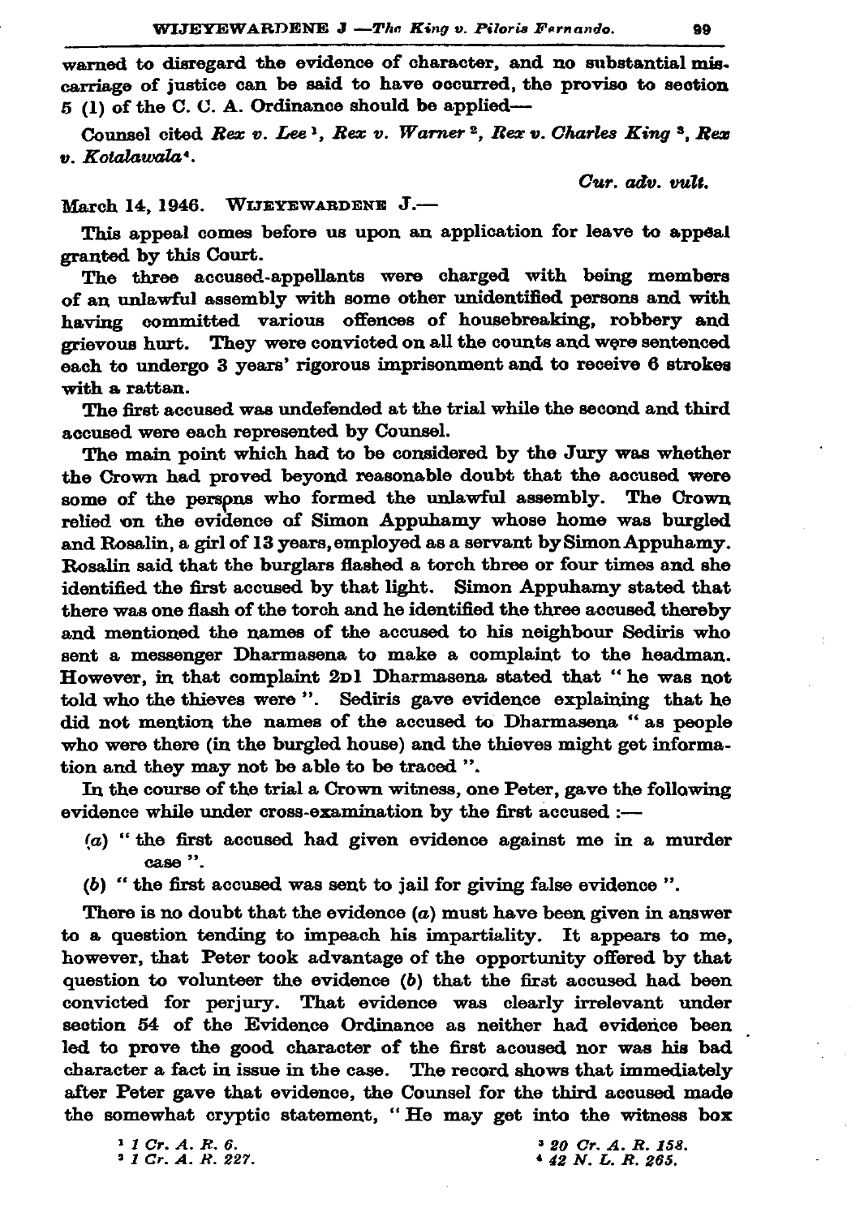warned to disregard the evidence of character, and no substantial miscarriage of justice can be said to have occurred, the proviso to section 5 (1) of the C. C. A. Ordinance should be applied—

Counsel cited *Rex v. Lee* [1], *Rex v. Warner* [2], *Rex v. Charles King* [3], *Rex v. Kotalawala* [4].

*Cur. adv. vult.*

March 14, 1946. WIJEYEWARDENE J.—

This appeal comes before us upon an application for leave to appeal granted by this Court.

The three accused-appellants were charged with being members of an unlawful assembly with some other unidentified persons and with having committed various offences of housebreaking, robbery and grievous hurt. They were convicted on all the counts and were sentenced each to undergo 3 years' rigorous imprisonment and to receive 6 strokes with a rattan.

The first accused was undefended at the trial while the second and third accused were each represented by Counsel.

The main point which had to be considered by the Jury was whether the Crown had proved beyond reasonable doubt that the accused were some of the persons who formed the unlawful assembly. The Crown relied on the evidence of Simon Appuhamy whose home was burgled and Rosalin, a girl of 13 years, employed as a servant by Simon Appuhamy. Rosalin said that the burglars flashed a torch three or four times and she identified the first accused by that light. Simon Appuhamy stated that there was one flash of the torch and he identified the three accused thereby and mentioned the names of the accused to his neighbour Sediris who sent a messenger Dharmasena to make a complaint to the headman. However, in that complaint 2D1 Dharmasena stated that " he was not told who the thieves were ". Sediris gave evidence explaining that he did not mention the names of the accused to Dharmasena " as people who were there (in the burgled house) and the thieves might get information and they may not be able to be traced ".

In the course of the trial a Crown witness, one Peter, gave the following evidence while under cross-examination by the first accused :—

(*a*) " the first accused had given evidence against me in a murder case ".

(*b*) " the first accused was sent to jail for giving false evidence ".

There is no doubt that the evidence (*a*) must have been given in answer to a question tending to impeach his impartiality. It appears to me, however, that Peter took advantage of the opportunity offered by that question to volunteer the evidence (*b*) that the first accused had been convicted for perjury. That evidence was clearly irrelevant under section 54 of the Evidence Ordinance as neither had evidence been led to prove the good character of the first accused nor was his bad character a fact in issue in the case. The record shows that immediately after Peter gave that evidence, the Counsel for the third accused made the somewhat cryptic statement, " He may get into the witness box

[1] *1 Cr. A. R. 6.*
[2] *1 Cr. A. R. 227.*
[3] *20 Cr. A. R. 158.*
[4] *42 N. L. R. 265.*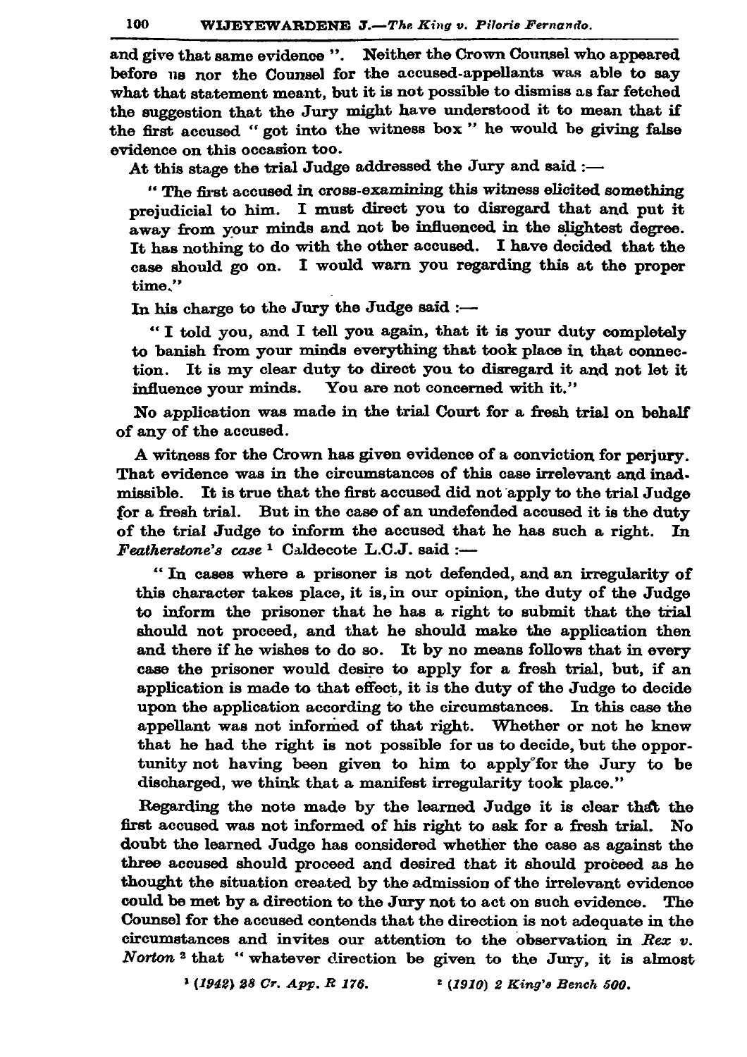and give that same evidence ". Neither the Crown Counsel who appeared before us nor the Counsel for the accused-appellants was able to say what that statement meant, but it is not possible to dismiss as far fetched the suggestion that the Jury might have understood it to mean that if the first accused " got into the witness box " he would be giving false evidence on this occasion too.

At this stage the trial Judge addressed the Jury and said :—

> " The first accused in cross-examining this witness elicited something prejudicial to him. I must direct you to disregard that and put it away from your minds and not be influenced in the slightest degree. It has nothing to do with the other accused. I have decided that the case should go on. I would warn you regarding this at the proper time."

In his charge to the Jury the Judge said :—

> " I told you, and I tell you again, that it is your duty completely to banish from your minds everything that took place in that connection. It is my clear duty to direct you to disregard it and not let it influence your minds. You are not concerned with it."

No application was made in the trial Court for a fresh trial on behalf of any of the accused.

A witness for the Crown has given evidence of a conviction for perjury. That evidence was in the circumstances of this case irrelevant and inadmissible. It is true that the first accused did not apply to the trial Judge for a fresh trial. But in the case of an undefended accused it is the duty of the trial Judge to inform the accused that he has such a right. In *Featherstone's case* [1] Caldecote L.C.J. said :—

> " In cases where a prisoner is not defended, and an irregularity of this character takes place, it is, in our opinion, the duty of the Judge to inform the prisoner that he has a right to submit that the trial should not proceed, and that he should make the application then and there if he wishes to do so. It by no means follows that in every case the prisoner would desire to apply for a fresh trial, but, if an application is made to that effect, it is the duty of the Judge to decide upon the application according to the circumstances. In this case the appellant was not informed of that right. Whether or not he knew that he had the right is not possible for us to decide, but the opportunity not having been given to him to apply for the Jury to be discharged, we think that a manifest irregularity took place."

Regarding the note made by the learned Judge it is clear that the first accused was not informed of his right to ask for a fresh trial. No doubt the learned Judge has considered whether the case as against the three accused should proceed and desired that it should proceed as he thought the situation created by the admission of the irrelevant evidence could be met by a direction to the Jury not to act on such evidence. The Counsel for the accused contends that the direction is not adequate in the circumstances and invites our attention to the observation in *Rex v. Norton* [2] that " whatever direction be given to the Jury, it is almost

[1] *(1942) 28 Cr. App. R 176.*

[2] *(1910) 2 King's Bench 500.*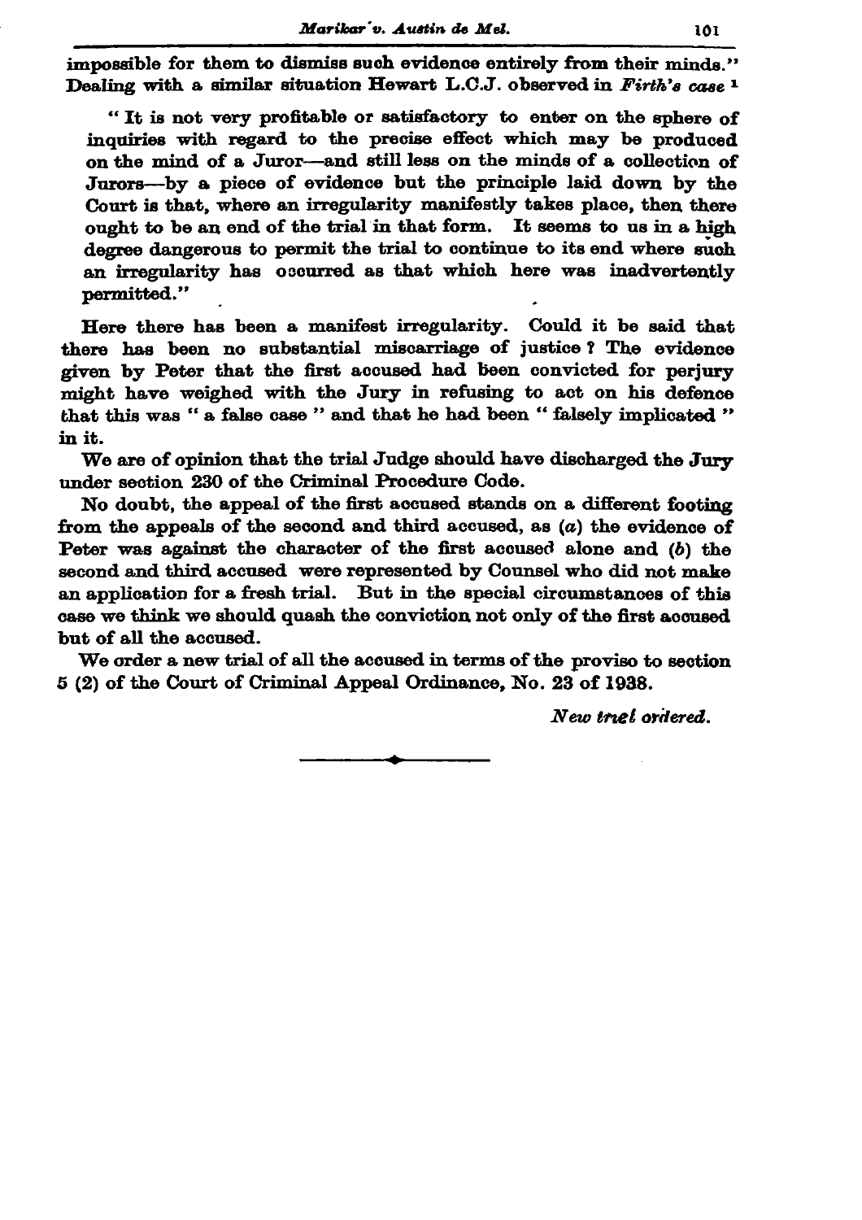impossible for them to dismiss such evidence entirely from their minds." Dealing with a similar situation Hewart L.C.J. observed in *Firth's case* [1]

> "It is not very profitable or satisfactory to enter on the sphere of inquiries with regard to the precise effect which may be produced on the mind of a Juror—and still less on the minds of a collection of Jurors—by a piece of evidence but the principle laid down by the Court is that, where an irregularity manifestly takes place, then there ought to be an end of the trial in that form. It seems to us in a high degree dangerous to permit the trial to continue to its end where such an irregularity has occurred as that which here was inadvertently permitted."

Here there has been a manifest irregularity. Could it be said that there has been no substantial miscarriage of justice? The evidence given by Peter that the first accused had been convicted for perjury might have weighed with the Jury in refusing to act on his defence that this was "a false case" and that he had been "falsely implicated" in it.

We are of opinion that the trial Judge should have discharged the Jury under section 230 of the Criminal Procedure Code.

No doubt, the appeal of the first accused stands on a different footing from the appeals of the second and third accused, as (*a*) the evidence of Peter was against the character of the first accused alone and (*b*) the second and third accused were represented by Counsel who did not make an application for a fresh trial. But in the special circumstances of this case we think we should quash the conviction not only of the first accused but of all the accused.

We order a new trial of all the accused in terms of the proviso to section 5 (2) of the Court of Criminal Appeal Ordinance, No. 23 of 1938.

*New trial ordered.*